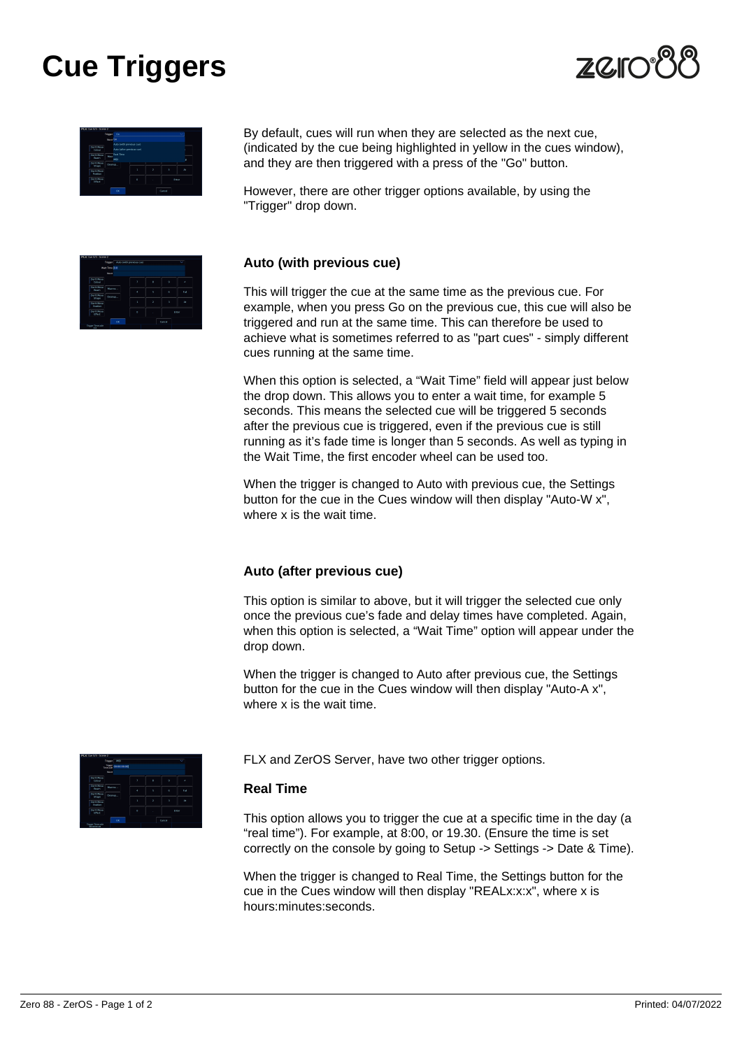# Cue Triggers

By default, cues will run when they are selected as the next cue, (indicated by the cue being highlighted in yellow in the cues window), and they are then triggered with a press of the "Go" button.

However, there are other trigger options available, by using the "Trigger" drop down.

### Auto (with previous cue)

This will trigger the cue at the same time as the previous cue. For example, when you press Go on the previous cue, this cue will also be triggered and run at the same time. This can therefore be used to achieve what is sometimes referred to as "part cues" - simply different cues running at the same time.

When this option is selected, a “Wait Time” field will appear just below the drop down. This allows you to enter a wait time, for example 5 seconds. This means the selected cue will be triggered 5 seconds after the previous cue is triggered, even if the previous cue is still running as it's fade time is longer than 5 seconds. As well as typing in the Wait Time, the first encoder wheel can be used too.

When the trigger is changed to Auto with previous cue, the Settings button for the cue in the Cues window will then display "Auto-W x", where x is the wait time.

### Auto (after previous cue)

This option is similar to above, but it will trigger the selected cue only once the previous cue's fade and delay times have completed. Again, when this option is selected, a “Wait Time” option will appear under the drop down.

When the trigger is changed to Auto after previous cue, the Settings button for the cue in the Cues window will then display "Auto-A x", where x is the wait time.

FLX and ZerOS Server, have two other trigger options.

### Real Time

This option allows you to trigger the cue at a specific time in the day (a “real time”). For example, at 8:00, or 19.30. (Ensure the time is set correctly on the console by going to Setup -> Settings -> Date & Time).

When the trigger is changed to Real Time, the Settings button for the cue in the Cues window will then display "REALx:x:x", where x is hours:minutes:seconds.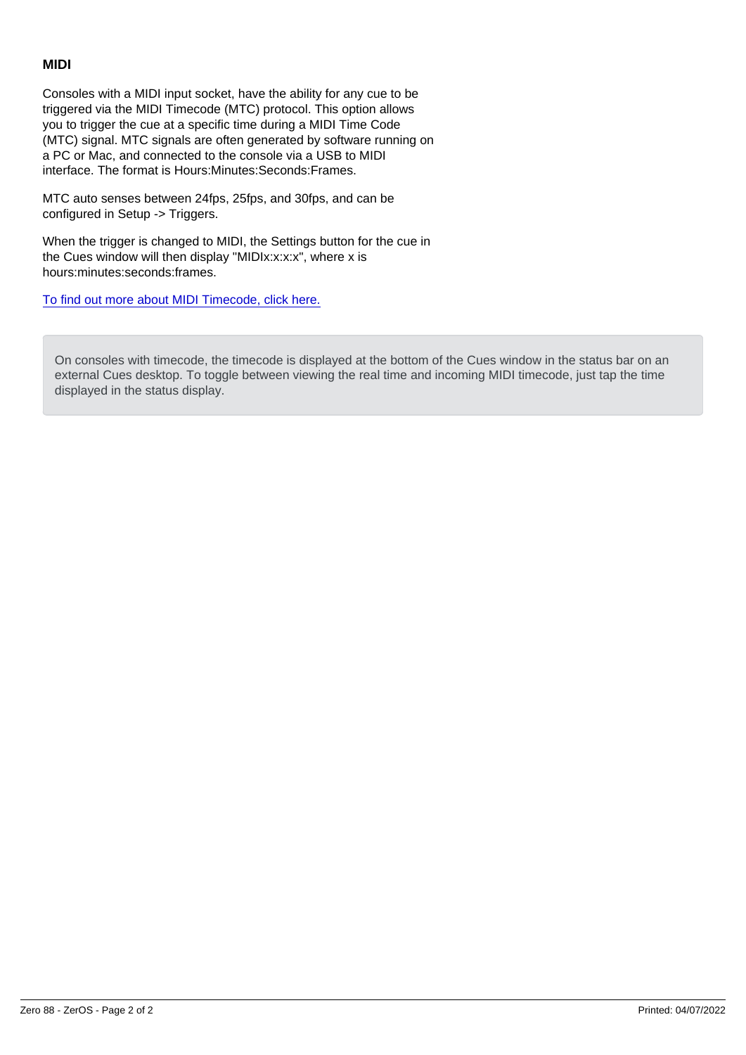### MIDI

Consoles with a MIDI input socket, have the ability for any cue to be triggered via the MIDI Timecode (MTC) protocol. This option allows you to trigger the cue at a specific time during a MIDI Time Code (MTC) signal. MTC signals are often generated by software running on a PC or Mac, and connected to the console via a USB to MIDI interface. The format is Hours:Minutes:Seconds:Frames.

MTC auto senses between 24fps, 25fps, and 30fps, and can be configured in Setup -> Triggers.

When the trigger is changed to MIDI, the Settings button for the cue in the Cues window will then display "MIDIx:x:x:x", where x is hours:minutes:seconds:frames.

To find out more about MIDI Timecode, click here.

> On consoles with timecode, the timecode is displayed at the bottom of the Cues window in the status bar on an external Cues desktop. To toggle between viewing the real time and incoming MIDI timecode, just tap the time displayed in the status display.